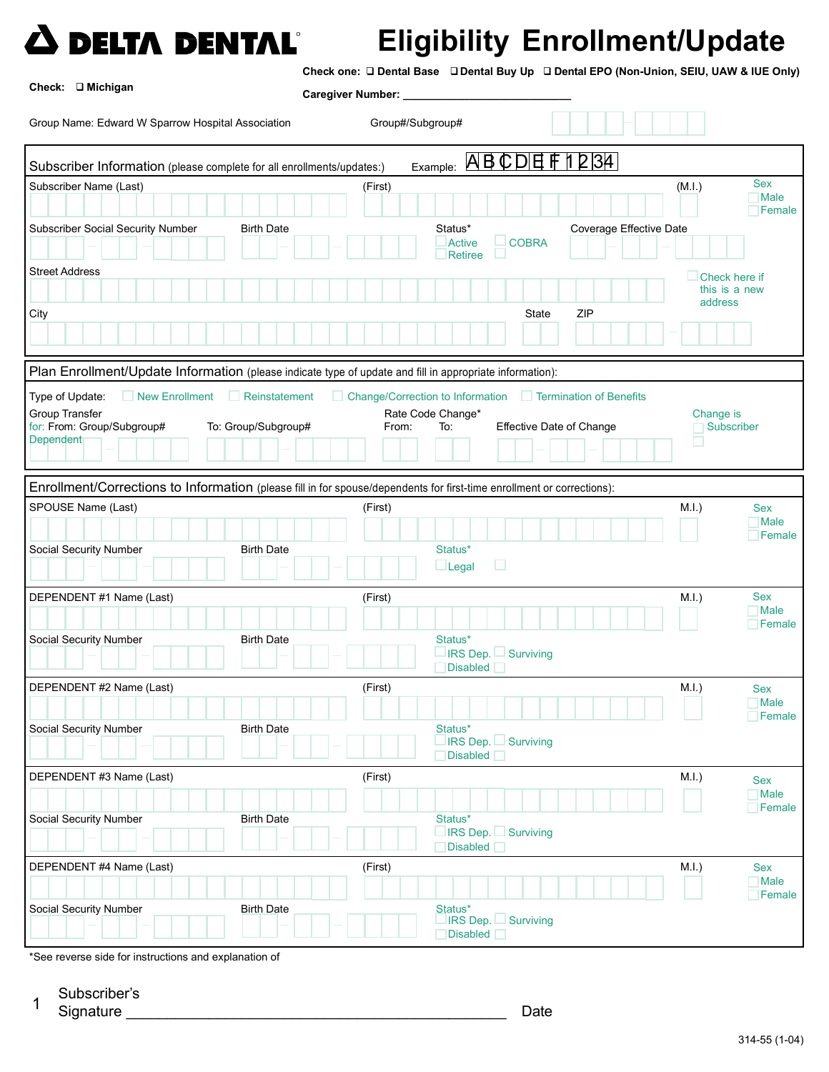# DELTA DENTAL®

# Eligibility Enrollment/Update

Check one: ❑ Dental Base ❑ Dental Buy Up ❑ Dental EPO (Non-Union, SEIU, UAW & IUE Only)

Check: ❑ Michigan

Caregiver Number: ___________________________

Group Name: Edward W Sparrow Hospital Association

Group#/Subgroup#

## Subscriber Information (please complete for all enrollments/updates:)

Example: ABCDEF1234

Subscriber Name (Last) (First) (M.I.) Sex ☐ Male ☐ Female

Subscriber Social Security Number

Birth Date

Status* ☐ Active ☐ COBRA ☐ Retiree ☐

Coverage Effective Date

Street Address

☐ Check here if this is a new address

City

State

ZIP

## Plan Enrollment/Update Information (please indicate type of update and fill in appropriate information):

Type of Update: ☐ New Enrollment ☐ Reinstatement ☐ Change/Correction to Information ☐ Termination of Benefits

Group Transfer for: From: Group/Subgroup# To: Group/Subgroup#

Dependent

Rate Code Change* From: To:

Effective Date of Change

Change is ☐ Subscriber ☐

## Enrollment/Corrections to Information (please fill in for spouse/dependents for first-time enrollment or corrections):

SPOUSE Name (Last) (First) M.I.) Sex ☐ Male ☐ Female

Social Security Number

Birth Date

Status* ☐ Legal ☐

DEPENDENT #1 Name (Last) (First) M.I.) Sex ☐ Male ☐ Female

Social Security Number

Birth Date

Status* ☐ IRS Dep. ☐ Surviving ☐ Disabled ☐

DEPENDENT #2 Name (Last) (First) M.I.) Sex ☐ Male ☐ Female

Social Security Number

Birth Date

Status* ☐ IRS Dep. ☐ Surviving ☐ Disabled ☐

DEPENDENT #3 Name (Last) (First) M.I.) Sex ☐ Male ☐ Female

Social Security Number

Birth Date

Status* ☐ IRS Dep. ☐ Surviving ☐ Disabled ☐

DEPENDENT #4 Name (Last) (First) M.I.) Sex ☐ Male ☐ Female

Social Security Number

Birth Date

Status* ☐ IRS Dep. ☐ Surviving ☐ Disabled ☐

*See reverse side for instructions and explanation of

1 Subscriber's Signature ______________________________________________ Date

314-55 (1-04)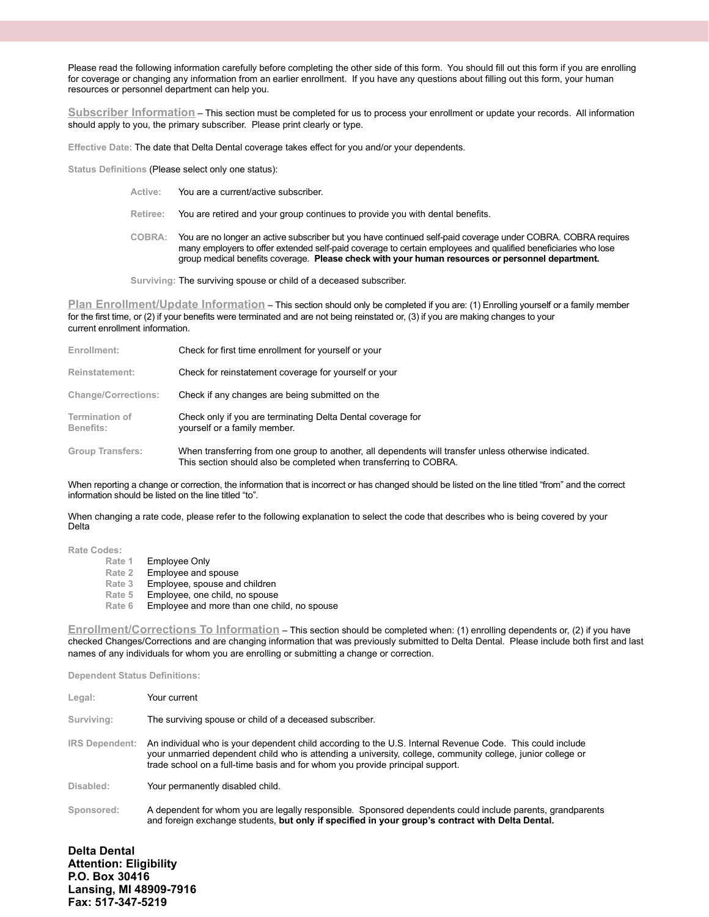Please read the following information carefully before completing the other side of this form. You should fill out this form if you are enrolling for coverage or changing any information from an earlier enrollment. If you have any questions about filling out this form, your human resources or personnel department can help you.

**Subscriber Information** – This section must be completed for us to process your enrollment or update your records. All information should apply to you, the primary subscriber. Please print clearly or type.

**Effective Date:** The date that Delta Dental coverage takes effect for you and/or your dependents.

**Status Definitions** (Please select only one status):

- **Active:** You are a current/active subscriber.
- **Retiree:** You are retired and your group continues to provide you with dental benefits.
- **COBRA:** You are no longer an active subscriber but you have continued self-paid coverage under COBRA. COBRA requires many employers to offer extended self-paid coverage to certain employees and qualified beneficiaries who lose group medical benefits coverage. **Please check with your human resources or personnel department.**
- **Surviving:** The surviving spouse or child of a deceased subscriber.

**Plan Enrollment/Update Information** – This section should only be completed if you are: (1) Enrolling yourself or a family member for the first time, or (2) if your benefits were terminated and are not being reinstated or, (3) if you are making changes to your current enrollment information.

- **Enrollment:** Check for first time enrollment for yourself or your
- **Reinstatement:** Check for reinstatement coverage for yourself or your
- **Change/Corrections:** Check if any changes are being submitted on the
- **Termination of Benefits:** Check only if you are terminating Delta Dental coverage for yourself or a family member.
- **Group Transfers:** When transferring from one group to another, all dependents will transfer unless otherwise indicated. This section should also be completed when transferring to COBRA.

When reporting a change or correction, the information that is incorrect or has changed should be listed on the line titled "from" and the correct information should be listed on the line titled "to".

When changing a rate code, please refer to the following explanation to select the code that describes who is being covered by your Delta

**Rate Codes:**

- **Rate 1** Employee Only
- **Rate 2** Employee and spouse
- **Rate 3** Employee, spouse and children
- **Rate 5** Employee, one child, no spouse
- **Rate 6** Employee and more than one child, no spouse

**Enrollment/Corrections To Information** – This section should be completed when: (1) enrolling dependents or, (2) if you have checked Changes/Corrections and are changing information that was previously submitted to Delta Dental. Please include both first and last names of any individuals for whom you are enrolling or submitting a change or correction.

**Dependent Status Definitions:**

- **Legal:** Your current
- **Surviving:** The surviving spouse or child of a deceased subscriber.
- **IRS Dependent:** An individual who is your dependent child according to the U.S. Internal Revenue Code. This could include your unmarried dependent child who is attending a university, college, community college, junior college or trade school on a full-time basis and for whom you provide principal support.
- **Disabled:** Your permanently disabled child.
- **Sponsored:** A dependent for whom you are legally responsible. Sponsored dependents could include parents, grandparents and foreign exchange students, **but only if specified in your group's contract with Delta Dental.**

**Delta Dental**
**Attention: Eligibility**
**P.O. Box 30416**
**Lansing, MI 48909-7916**
**Fax: 517-347-5219**